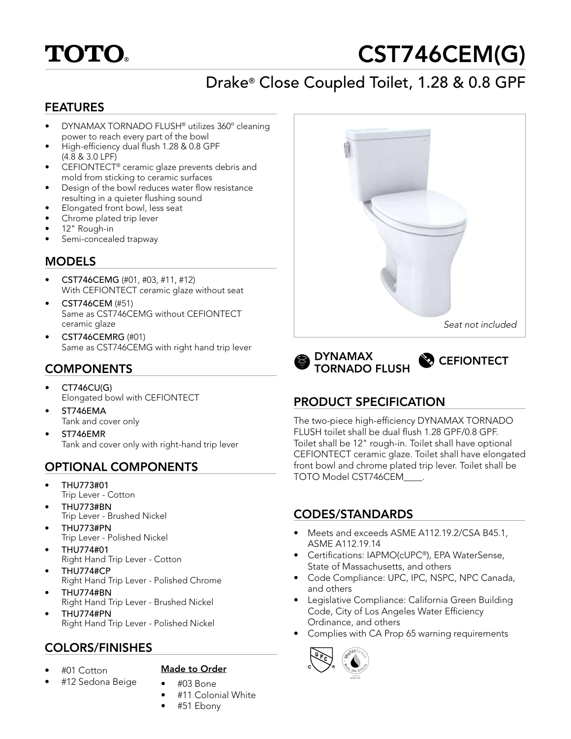TOTO®

# CST746CEM(G)

## Drake® Close Coupled Toilet, 1.28 & 0.8 GPF

## FEATURES

- DYNAMAX TORNADO FLUSH® utilizes 360° cleaning power to reach every part of the bowl
- High-efficiency dual flush 1.28 & 0.8 GPF (4.8 & 3.0 LPF)
- CEFIONTECT® ceramic glaze prevents debris and mold from sticking to ceramic surfaces
- Design of the bowl reduces water flow resistance resulting in a quieter flushing sound
- Elongated front bowl, less seat
- Chrome plated trip lever
- 12" Rough-in
- Semi-concealed trapway

## MODELS

- **CST746CEMG** (#01, #03, #11, #12)
  With CEFIONTECT ceramic glaze without seat
- **CST746CEM** (#51)
  Same as CST746CEMG without CEFIONTECT ceramic glaze
- **CST746CEMRG** (#01)
  Same as CST746CEMG with right hand trip lever

## COMPONENTS

- **CT746CU(G)**
  Elongated bowl with CEFIONTECT
- **ST746EMA**
  Tank and cover only
- **ST746EMR**
  Tank and cover only with right-hand trip lever

## OPTIONAL COMPONENTS

- **THU773#01**
  Trip Lever - Cotton
- **THU773#BN**
  Trip Lever - Brushed Nickel
- **THU773#PN**
  Trip Lever - Polished Nickel
- **THU774#01**
  Right Hand Trip Lever - Cotton
- **THU774#CP**
  Right Hand Trip Lever - Polished Chrome
- **THU774#BN**
  Right Hand Trip Lever - Brushed Nickel
- **THU774#PN**
  Right Hand Trip Lever - Polished Nickel

## COLORS/FINISHES

- #01 Cotton
- #12 Sedona Beige

**Made to Order**

- #03 Bone
- #11 Colonial White
- #51 Ebony

*Seat not included*

DYNAMAX TORNADO FLUSH

CEFIONTECT

## PRODUCT SPECIFICATION

The two-piece high-efficiency DYNAMAX TORNADO FLUSH toilet shall be dual flush 1.28 GPF/0.8 GPF. Toilet shall be 12" rough-in. Toilet shall have optional CEFIONTECT ceramic glaze. Toilet shall have elongated front bowl and chrome plated trip lever. Toilet shall be TOTO Model CST746CEM____.

## CODES/STANDARDS

- Meets and exceeds ASME A112.19.2/CSA B45.1, ASME A112.19.14
- Certifications: IAPMO(cUPC®), EPA WaterSense, State of Massachusetts, and others
- Code Compliance: UPC, IPC, NSPC, NPC Canada, and others
- Legislative Compliance: California Green Building Code, City of Los Angeles Water Efficiency Ordinance, and others
- Complies with CA Prop 65 warning requirements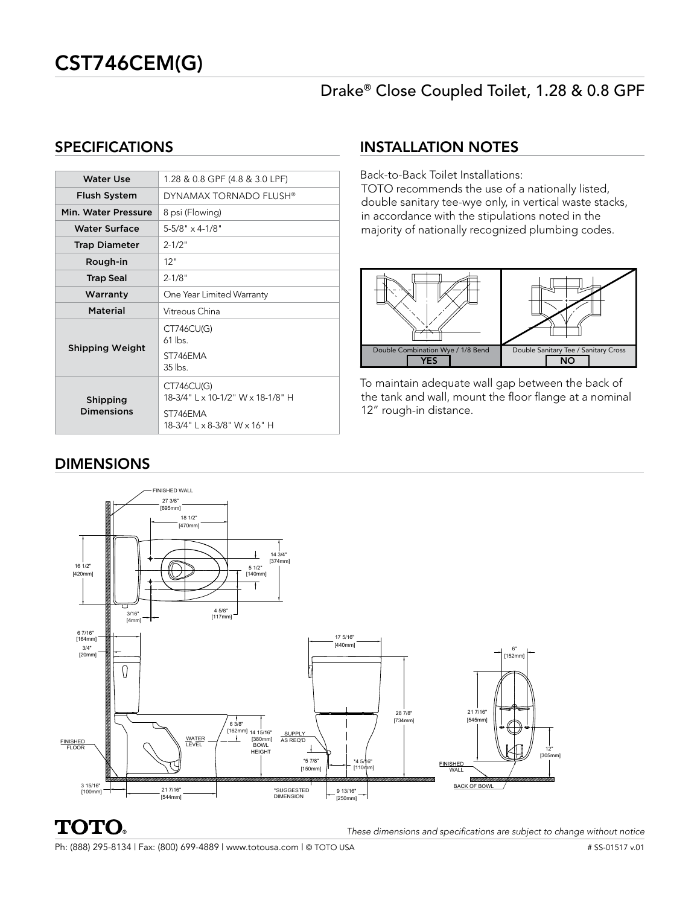# CST746CEM(G)

## Drake® Close Coupled Toilet, 1.28 & 0.8 GPF

## SPECIFICATIONS

| | |
|---|---|
| Water Use | 1.28 & 0.8 GPF (4.8 & 3.0 LPF) |
| Flush System | DYNAMAX TORNADO FLUSH® |
| Min. Water Pressure | 8 psi (Flowing) |
| Water Surface | 5-5/8" x 4-1/8" |
| Trap Diameter | 2-1/2" |
| Rough-in | 12" |
| Trap Seal | 2-1/8" |
| Warranty | One Year Limited Warranty |
| Material | Vitreous China |
| Shipping Weight | CT746CU(G) 61 lbs. ST746EMA 35 lbs. |
| Shipping Dimensions | CT746CU(G) 18-3/4" L x 10-1/2" W x 18-1/8" H ST746EMA 18-3/4" L x 8-3/8" W x 16" H |

## INSTALLATION NOTES

Back-to-Back Toilet Installations:
TOTO recommends the use of a nationally listed, double sanitary tee-wye only, in vertical waste stacks, in accordance with the stipulations noted in the majority of nationally recognized plumbing codes.

Double Combination Wye / 1/8 Bend
YES

Double Sanitary Tee / Sanitary Cross
NO

To maintain adequate wall gap between the back of the tank and wall, mount the floor flange at a nominal 12" rough-in distance.

## DIMENSIONS

FINISHED WALL
27 3/8" [695mm]
18 1/2" [470mm]
14 3/4" [374mm]
16 1/2" [420mm]
5 1/2" [140mm]
3/16" [4mm]
4 5/8" [117mm]
6 7/16" [164mm]
3/4" [20mm]
17 5/16" [440mm]
6" [152mm]
28 7/8" [734mm]
21 7/16" [545mm]
6 3/8" [162mm]
14 15/16" [380mm] BOWL HEIGHT
WATER LEVEL
SUPPLY AS REQ'D
FINISHED FLOOR
*5 7/8" [150mm]
*4 5/16" [110mm]
12" [305mm]
FINISHED WALL
3 15/16" [100mm]
21 7/16" [544mm]
*SUGGESTED DIMENSION
9 13/16" [250mm]
BACK OF BOWL

TOTO®

*These dimensions and specifications are subject to change without notice*

Ph: (888) 295-8134 | Fax: (800) 699-4889 | www.totousa.com | © TOTO USA

# SS-01517 v.01